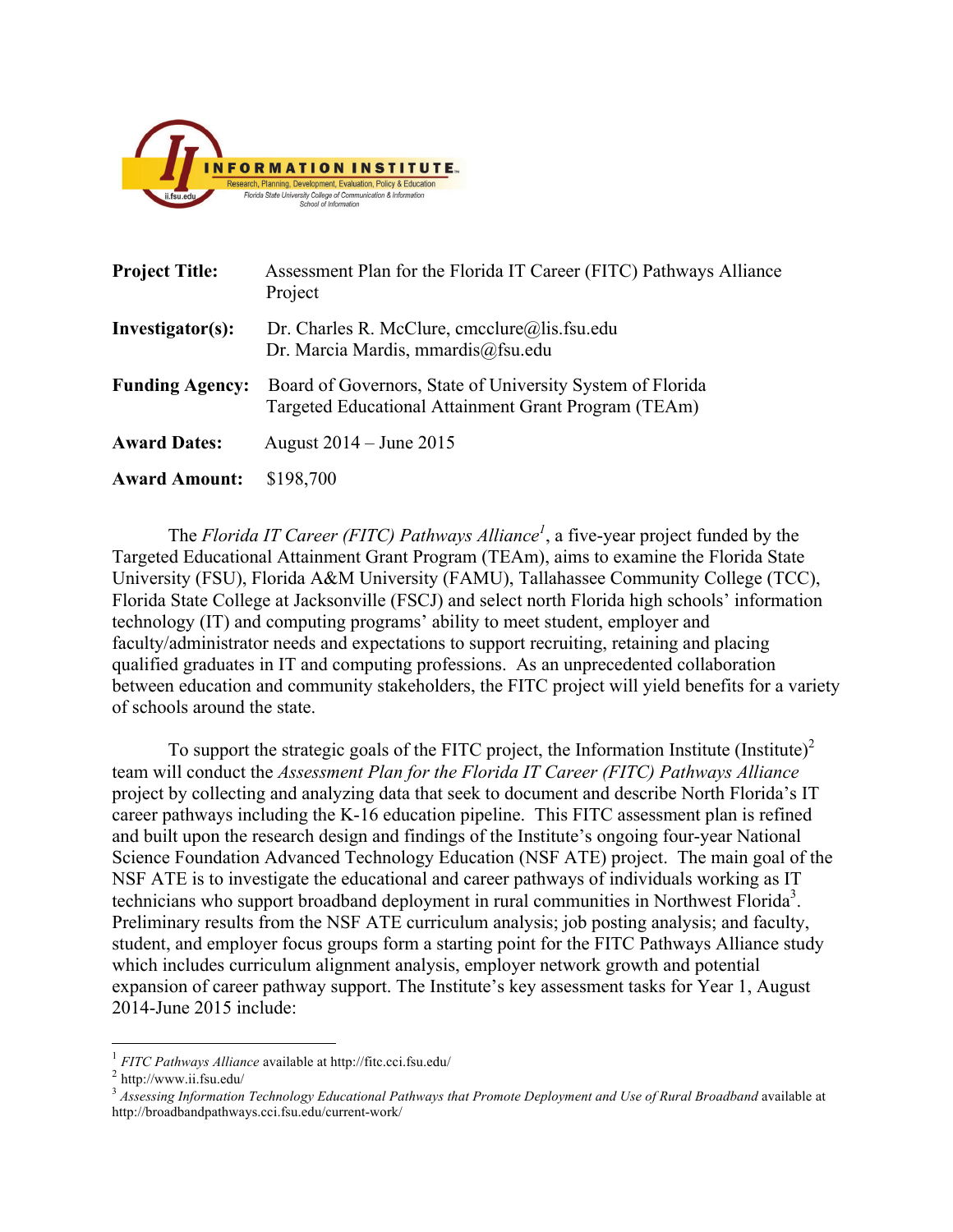| | |
|---|---|
| **Project Title:** | Assessment Plan for the Florida IT Career (FITC) Pathways Alliance Project |
| **Investigator(s):** | Dr. Charles R. McClure, cmcclure@lis.fsu.edu<br>Dr. Marcia Mardis, mmardis@fsu.edu |
| **Funding Agency:** | Board of Governors, State of University System of Florida Targeted Educational Attainment Grant Program (TEAm) |
| **Award Dates:** | August 2014 – June 2015 |
| **Award Amount:** | $198,700 |

The *Florida IT Career (FITC) Pathways Alliance*[1], a five-year project funded by the Targeted Educational Attainment Grant Program (TEAm), aims to examine the Florida State University (FSU), Florida A&M University (FAMU), Tallahassee Community College (TCC), Florida State College at Jacksonville (FSCJ) and select north Florida high schools' information technology (IT) and computing programs' ability to meet student, employer and faculty/administrator needs and expectations to support recruiting, retaining and placing qualified graduates in IT and computing professions. As an unprecedented collaboration between education and community stakeholders, the FITC project will yield benefits for a variety of schools around the state.

To support the strategic goals of the FITC project, the Information Institute (Institute)[2] team will conduct the *Assessment Plan for the Florida IT Career (FITC) Pathways Alliance* project by collecting and analyzing data that seek to document and describe North Florida's IT career pathways including the K-16 education pipeline. This FITC assessment plan is refined and built upon the research design and findings of the Institute's ongoing four-year National Science Foundation Advanced Technology Education (NSF ATE) project. The main goal of the NSF ATE is to investigate the educational and career pathways of individuals working as IT technicians who support broadband deployment in rural communities in Northwest Florida[3]. Preliminary results from the NSF ATE curriculum analysis; job posting analysis; and faculty, student, and employer focus groups form a starting point for the FITC Pathways Alliance study which includes curriculum alignment analysis, employer network growth and potential expansion of career pathway support. The Institute's key assessment tasks for Year 1, August 2014-June 2015 include:

---

[1] *FITC Pathways Alliance* available at http://fitc.cci.fsu.edu/

[2] http://www.ii.fsu.edu/

[3] *Assessing Information Technology Educational Pathways that Promote Deployment and Use of Rural Broadband* available at http://broadbandpathways.cci.fsu.edu/current-work/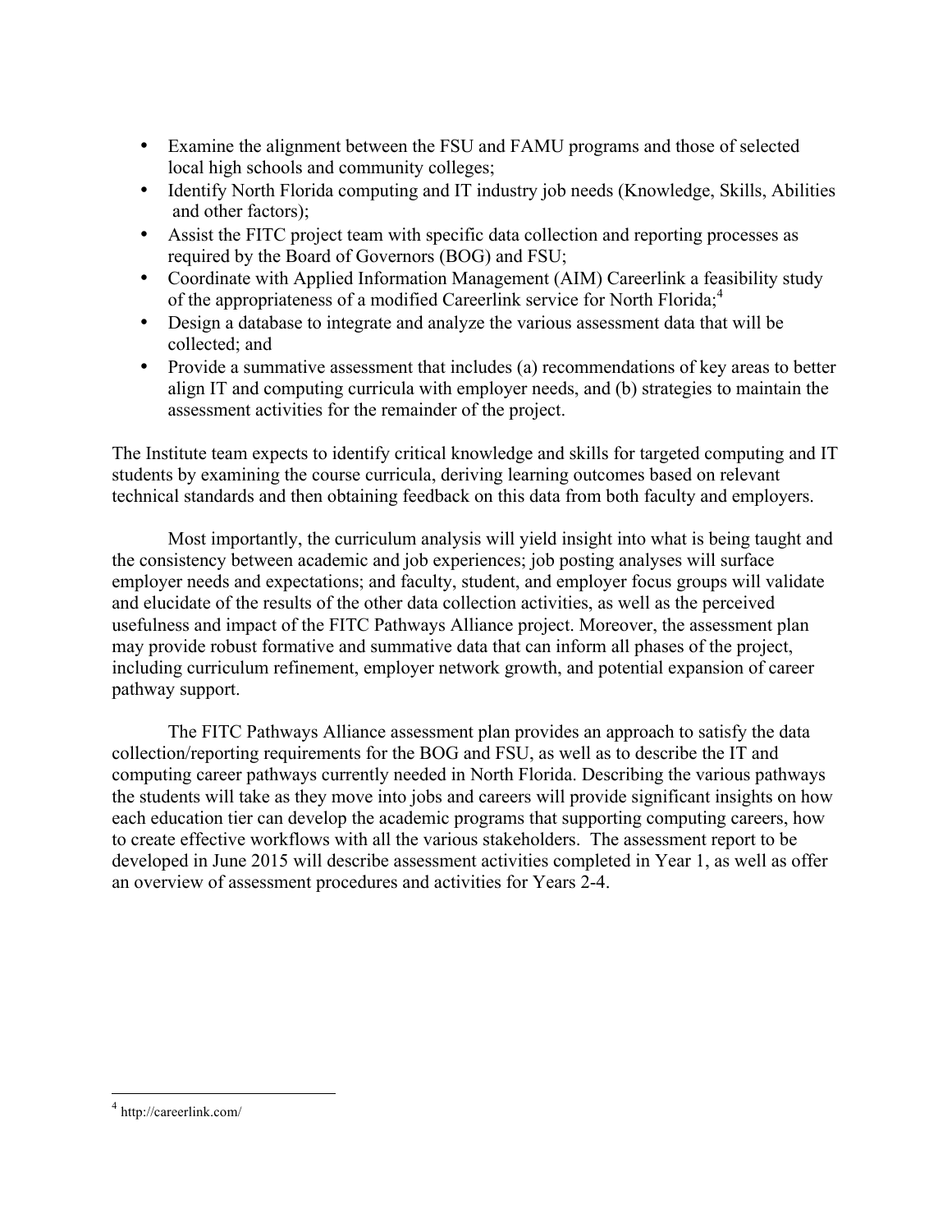- Examine the alignment between the FSU and FAMU programs and those of selected local high schools and community colleges;
- Identify North Florida computing and IT industry job needs (Knowledge, Skills, Abilities and other factors);
- Assist the FITC project team with specific data collection and reporting processes as required by the Board of Governors (BOG) and FSU;
- Coordinate with Applied Information Management (AIM) Careerlink a feasibility study of the appropriateness of a modified Careerlink service for North Florida;[4]
- Design a database to integrate and analyze the various assessment data that will be collected; and
- Provide a summative assessment that includes (a) recommendations of key areas to better align IT and computing curricula with employer needs, and (b) strategies to maintain the assessment activities for the remainder of the project.

The Institute team expects to identify critical knowledge and skills for targeted computing and IT students by examining the course curricula, deriving learning outcomes based on relevant technical standards and then obtaining feedback on this data from both faculty and employers.

Most importantly, the curriculum analysis will yield insight into what is being taught and the consistency between academic and job experiences; job posting analyses will surface employer needs and expectations; and faculty, student, and employer focus groups will validate and elucidate of the results of the other data collection activities, as well as the perceived usefulness and impact of the FITC Pathways Alliance project. Moreover, the assessment plan may provide robust formative and summative data that can inform all phases of the project, including curriculum refinement, employer network growth, and potential expansion of career pathway support.

The FITC Pathways Alliance assessment plan provides an approach to satisfy the data collection/reporting requirements for the BOG and FSU, as well as to describe the IT and computing career pathways currently needed in North Florida. Describing the various pathways the students will take as they move into jobs and careers will provide significant insights on how each education tier can develop the academic programs that supporting computing careers, how to create effective workflows with all the various stakeholders. The assessment report to be developed in June 2015 will describe assessment activities completed in Year 1, as well as offer an overview of assessment procedures and activities for Years 2-4.

[4] http://careerlink.com/